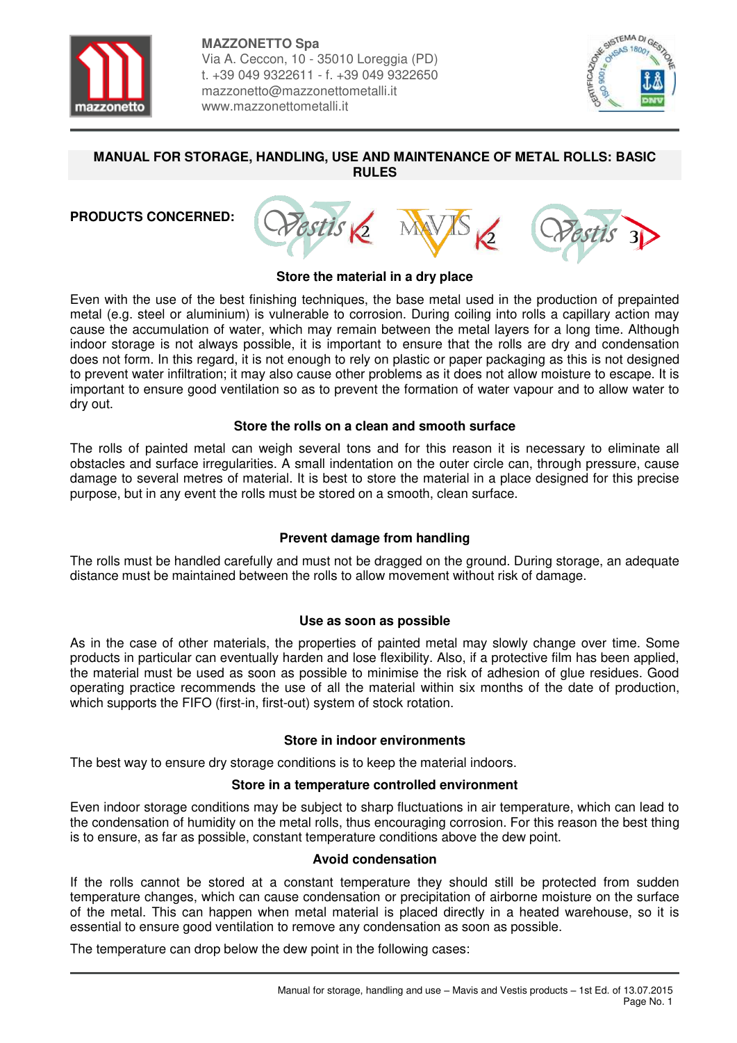**MAZZONETTO Spa**
Via A. Ceccon, 10 - 35010 Loreggia (PD)
t. +39 049 9322611 - f. +39 049 9322650
mazzonetto@mazzonettometalli.it
www.mazzonettometalli.it

# MANUAL FOR STORAGE, HANDLING, USE AND MAINTENANCE OF METAL ROLLS: BASIC RULES

**PRODUCTS CONCERNED:** Vestis K2, MAVIS K2, Vestis 3

### Store the material in a dry place

Even with the use of the best finishing techniques, the base metal used in the production of prepainted metal (e.g. steel or aluminium) is vulnerable to corrosion. During coiling into rolls a capillary action may cause the accumulation of water, which may remain between the metal layers for a long time. Although indoor storage is not always possible, it is important to ensure that the rolls are dry and condensation does not form. In this regard, it is not enough to rely on plastic or paper packaging as this is not designed to prevent water infiltration; it may also cause other problems as it does not allow moisture to escape. It is important to ensure good ventilation so as to prevent the formation of water vapour and to allow water to dry out.

### Store the rolls on a clean and smooth surface

The rolls of painted metal can weigh several tons and for this reason it is necessary to eliminate all obstacles and surface irregularities. A small indentation on the outer circle can, through pressure, cause damage to several metres of material. It is best to store the material in a place designed for this precise purpose, but in any event the rolls must be stored on a smooth, clean surface.

### Prevent damage from handling

The rolls must be handled carefully and must not be dragged on the ground. During storage, an adequate distance must be maintained between the rolls to allow movement without risk of damage.

### Use as soon as possible

As in the case of other materials, the properties of painted metal may slowly change over time. Some products in particular can eventually harden and lose flexibility. Also, if a protective film has been applied, the material must be used as soon as possible to minimise the risk of adhesion of glue residues. Good operating practice recommends the use of all the material within six months of the date of production, which supports the FIFO (first-in, first-out) system of stock rotation.

### Store in indoor environments

The best way to ensure dry storage conditions is to keep the material indoors.

### Store in a temperature controlled environment

Even indoor storage conditions may be subject to sharp fluctuations in air temperature, which can lead to the condensation of humidity on the metal rolls, thus encouraging corrosion. For this reason the best thing is to ensure, as far as possible, constant temperature conditions above the dew point.

### Avoid condensation

If the rolls cannot be stored at a constant temperature they should still be protected from sudden temperature changes, which can cause condensation or precipitation of airborne moisture on the surface of the metal. This can happen when metal material is placed directly in a heated warehouse, so it is essential to ensure good ventilation to remove any condensation as soon as possible.

The temperature can drop below the dew point in the following cases: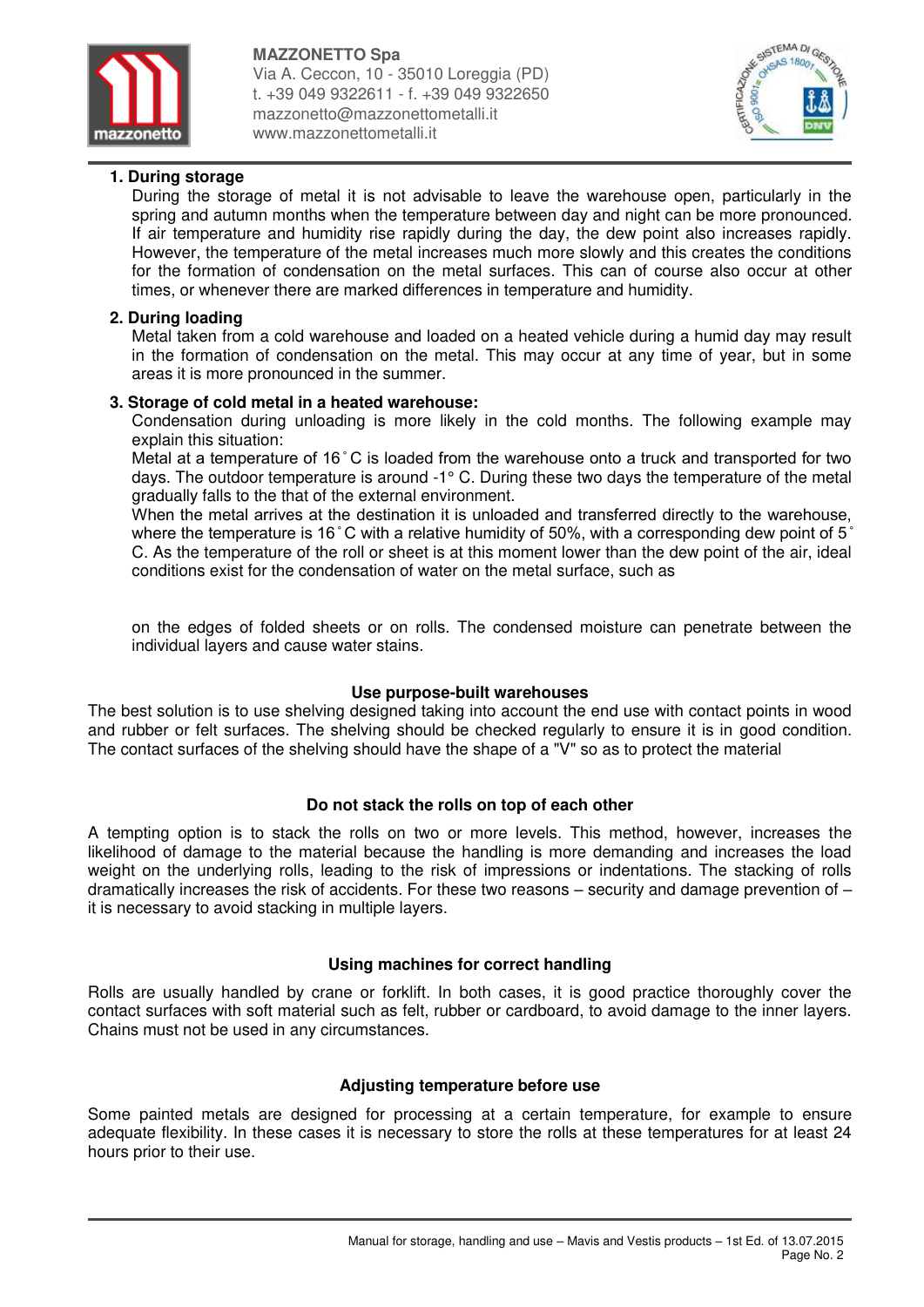1. **During storage**

   During the storage of metal it is not advisable to leave the warehouse open, particularly in the spring and autumn months when the temperature between day and night can be more pronounced. If air temperature and humidity rise rapidly during the day, the dew point also increases rapidly. However, the temperature of the metal increases much more slowly and this creates the conditions for the formation of condensation on the metal surfaces. This can of course also occur at other times, or whenever there are marked differences in temperature and humidity.

2. **During loading**

   Metal taken from a cold warehouse and loaded on a heated vehicle during a humid day may result in the formation of condensation on the metal. This may occur at any time of year, but in some areas it is more pronounced in the summer.

3. **Storage of cold metal in a heated warehouse:**

   Condensation during unloading is more likely in the cold months. The following example may explain this situation:

   Metal at a temperature of 16˚C is loaded from the warehouse onto a truck and transported for two days. The outdoor temperature is around -1° C. During these two days the temperature of the metal gradually falls to the that of the external environment.

   When the metal arrives at the destination it is unloaded and transferred directly to the warehouse, where the temperature is 16˚C with a relative humidity of 50%, with a corresponding dew point of 5˚ C. As the temperature of the roll or sheet is at this moment lower than the dew point of the air, ideal conditions exist for the condensation of water on the metal surface, such as

   on the edges of folded sheets or on rolls. The condensed moisture can penetrate between the individual layers and cause water stains.

### Use purpose-built warehouses

The best solution is to use shelving designed taking into account the end use with contact points in wood and rubber or felt surfaces. The shelving should be checked regularly to ensure it is in good condition. The contact surfaces of the shelving should have the shape of a "V" so as to protect the material

### Do not stack the rolls on top of each other

A tempting option is to stack the rolls on two or more levels. This method, however, increases the likelihood of damage to the material because the handling is more demanding and increases the load weight on the underlying rolls, leading to the risk of impressions or indentations. The stacking of rolls dramatically increases the risk of accidents. For these two reasons – security and damage prevention of – it is necessary to avoid stacking in multiple layers.

### Using machines for correct handling

Rolls are usually handled by crane or forklift. In both cases, it is good practice thoroughly cover the contact surfaces with soft material such as felt, rubber or cardboard, to avoid damage to the inner layers. Chains must not be used in any circumstances.

### Adjusting temperature before use

Some painted metals are designed for processing at a certain temperature, for example to ensure adequate flexibility. In these cases it is necessary to store the rolls at these temperatures for at least 24 hours prior to their use.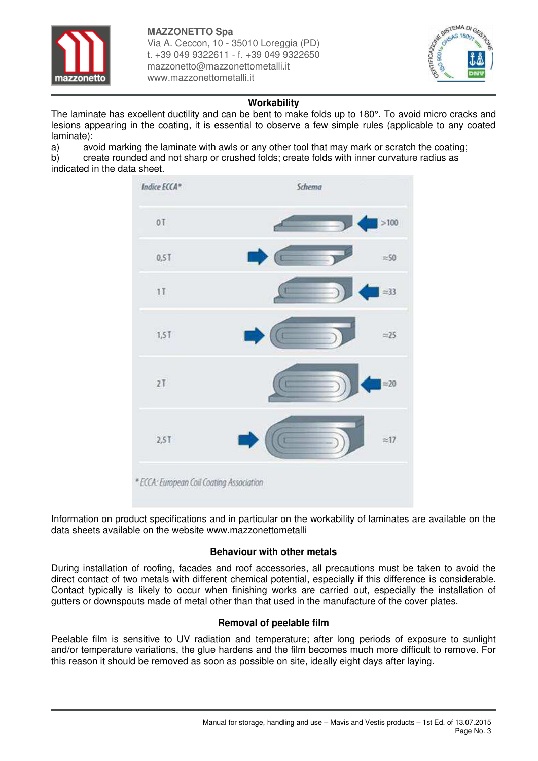## Workability

The laminate has excellent ductility and can be bent to make folds up to 180°. To avoid micro cracks and lesions appearing in the coating, it is essential to observe a few simple rules (applicable to any coated laminate):

a) avoid marking the laminate with awls or any other tool that may mark or scratch the coating;
b) create rounded and not sharp or crushed folds; create folds with inner curvature radius as indicated in the data sheet.

| Indice ECCA* | Schema |
|---|---|
| 0T | >100 |
| 0,5T | ≈50 |
| 1T | ≈33 |
| 1,5T | ≈25 |
| 2T | ≈20 |
| 2,5T | ≈17 |

*ECCA: European Coil Coating Association

Information on product specifications and in particular on the workability of laminates are available on the data sheets available on the website www.mazzonettometalli

## Behaviour with other metals

During installation of roofing, facades and roof accessories, all precautions must be taken to avoid the direct contact of two metals with different chemical potential, especially if this difference is considerable. Contact typically is likely to occur when finishing works are carried out, especially the installation of gutters or downspouts made of metal other than that used in the manufacture of the cover plates.

## Removal of peelable film

Peelable film is sensitive to UV radiation and temperature; after long periods of exposure to sunlight and/or temperature variations, the glue hardens and the film becomes much more difficult to remove. For this reason it should be removed as soon as possible on site, ideally eight days after laying.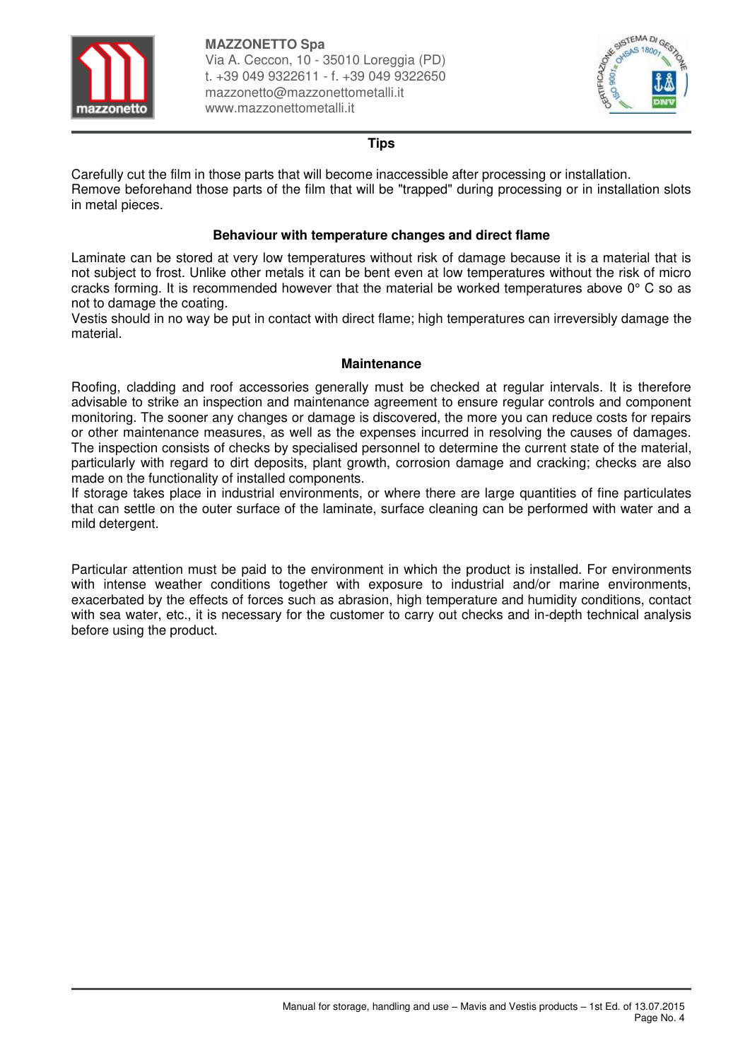## Tips

Carefully cut the film in those parts that will become inaccessible after processing or installation.
Remove beforehand those parts of the film that will be "trapped" during processing or in installation slots in metal pieces.

## Behaviour with temperature changes and direct flame

Laminate can be stored at very low temperatures without risk of damage because it is a material that is not subject to frost. Unlike other metals it can be bent even at low temperatures without the risk of micro cracks forming. It is recommended however that the material be worked temperatures above 0° C so as not to damage the coating.
Vestis should in no way be put in contact with direct flame; high temperatures can irreversibly damage the material.

## Maintenance

Roofing, cladding and roof accessories generally must be checked at regular intervals. It is therefore advisable to strike an inspection and maintenance agreement to ensure regular controls and component monitoring. The sooner any changes or damage is discovered, the more you can reduce costs for repairs or other maintenance measures, as well as the expenses incurred in resolving the causes of damages. The inspection consists of checks by specialised personnel to determine the current state of the material, particularly with regard to dirt deposits, plant growth, corrosion damage and cracking; checks are also made on the functionality of installed components.
If storage takes place in industrial environments, or where there are large quantities of fine particulates that can settle on the outer surface of the laminate, surface cleaning can be performed with water and a mild detergent.

Particular attention must be paid to the environment in which the product is installed. For environments with intense weather conditions together with exposure to industrial and/or marine environments, exacerbated by the effects of forces such as abrasion, high temperature and humidity conditions, contact with sea water, etc., it is necessary for the customer to carry out checks and in-depth technical analysis before using the product.